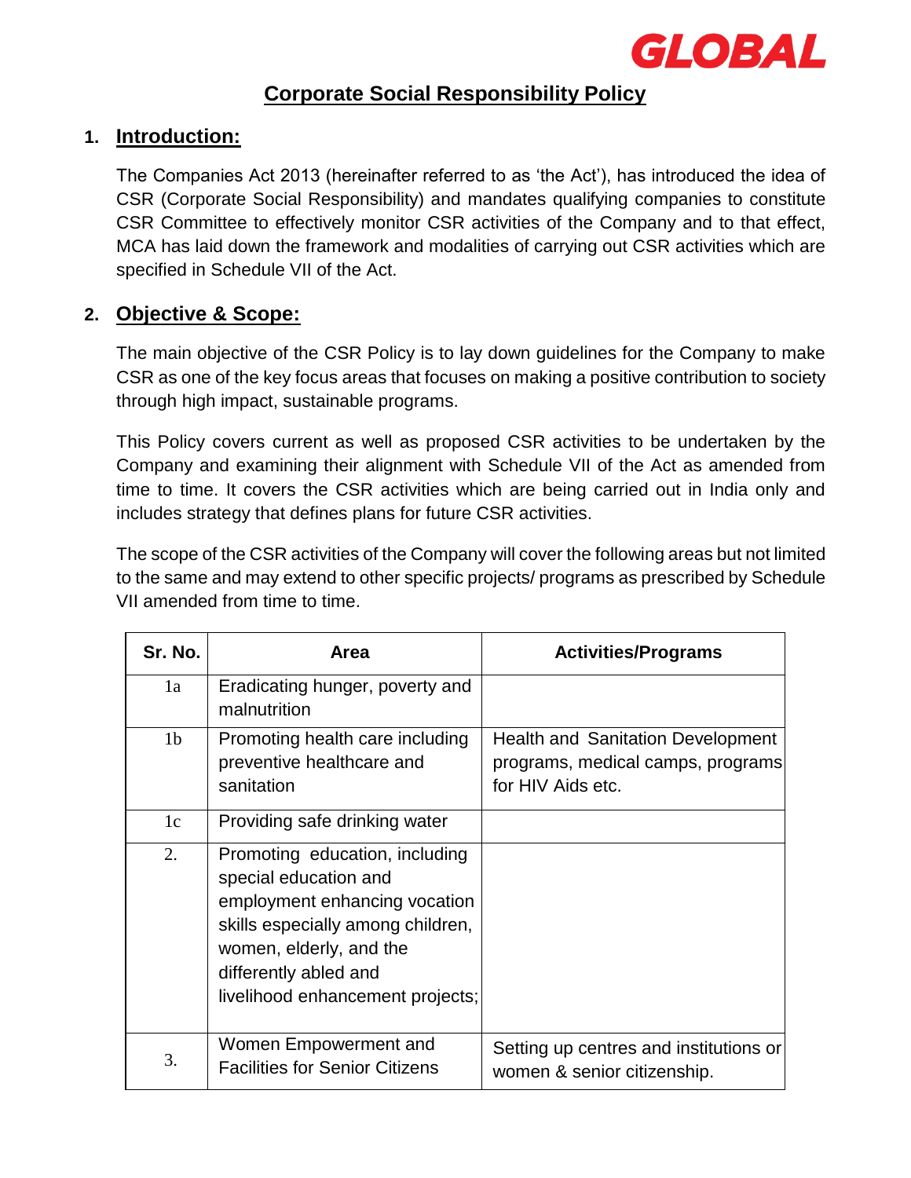GLOBAL

# Corporate Social Responsibility Policy

## 1. Introduction:

The Companies Act 2013 (hereinafter referred to as 'the Act'), has introduced the idea of CSR (Corporate Social Responsibility) and mandates qualifying companies to constitute CSR Committee to effectively monitor CSR activities of the Company and to that effect, MCA has laid down the framework and modalities of carrying out CSR activities which are specified in Schedule VII of the Act.

## 2. Objective & Scope:

The main objective of the CSR Policy is to lay down guidelines for the Company to make CSR as one of the key focus areas that focuses on making a positive contribution to society through high impact, sustainable programs.

This Policy covers current as well as proposed CSR activities to be undertaken by the Company and examining their alignment with Schedule VII of the Act as amended from time to time. It covers the CSR activities which are being carried out in India only and includes strategy that defines plans for future CSR activities.

The scope of the CSR activities of the Company will cover the following areas but not limited to the same and may extend to other specific projects/ programs as prescribed by Schedule VII amended from time to time.

| Sr. No. | Area | Activities/Programs |
|---|---|---|
| 1a | Eradicating hunger, poverty and malnutrition | |
| 1b | Promoting health care including preventive healthcare and sanitation | Health and Sanitation Development programs, medical camps, programs for HIV Aids etc. |
| 1c | Providing safe drinking water | |
| 2. | Promoting education, including special education and employment enhancing vocation skills especially among children, women, elderly, and the differently abled and livelihood enhancement projects; | |
| 3. | Women Empowerment and Facilities for Senior Citizens | Setting up centres and institutions or women & senior citizenship. |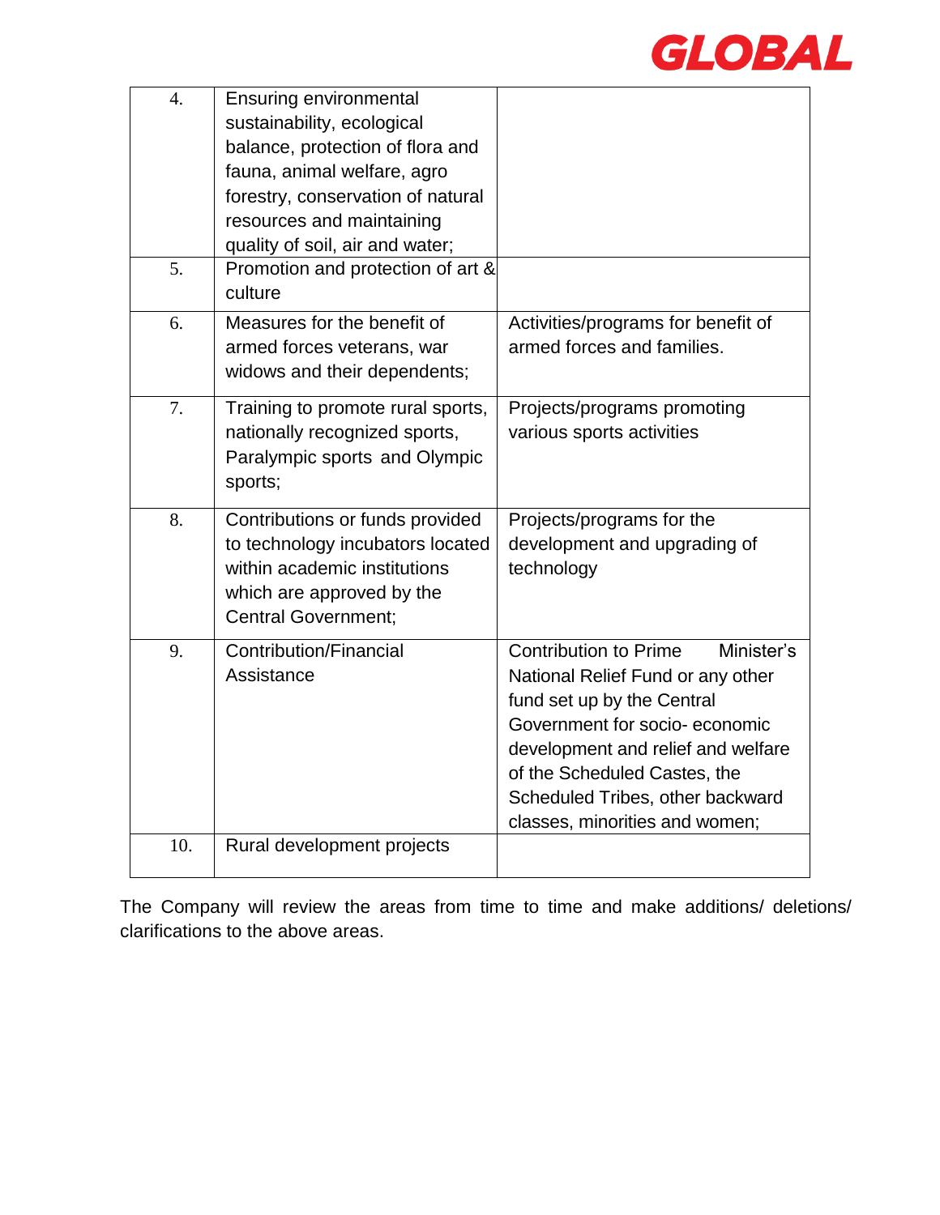| | | |
|---|---|---|
| 4. | Ensuring environmental sustainability, ecological balance, protection of flora and fauna, animal welfare, agro forestry, conservation of natural resources and maintaining quality of soil, air and water; | |
| 5. | Promotion and protection of art & culture | |
| 6. | Measures for the benefit of armed forces veterans, war widows and their dependents; | Activities/programs for benefit of armed forces and families. |
| 7. | Training to promote rural sports, nationally recognized sports, Paralympic sports and Olympic sports; | Projects/programs promoting various sports activities |
| 8. | Contributions or funds provided to technology incubators located within academic institutions which are approved by the Central Government; | Projects/programs for the development and upgrading of technology |
| 9. | Contribution/Financial Assistance | Contribution to Prime Minister's National Relief Fund or any other fund set up by the Central Government for socio- economic development and relief and welfare of the Scheduled Castes, the Scheduled Tribes, other backward classes, minorities and women; |
| 10. | Rural development projects | |

The Company will review the areas from time to time and make additions/ deletions/ clarifications to the above areas.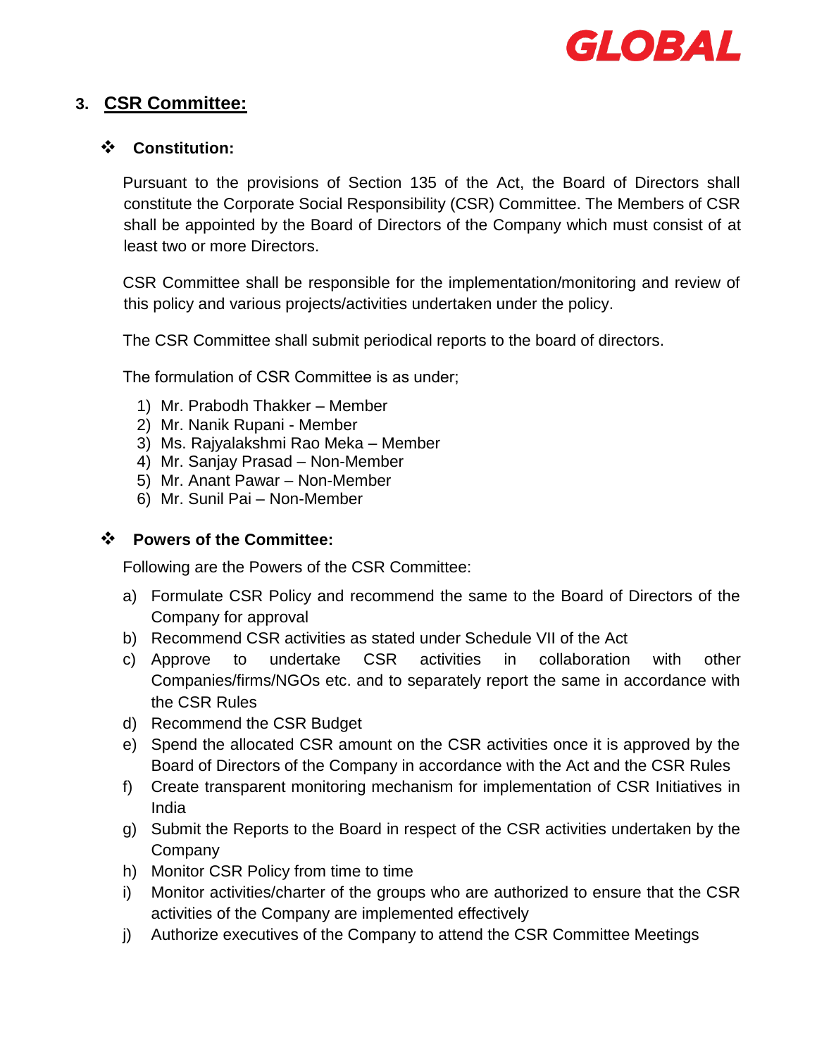## 3. CSR Committee:

### ❖ Constitution:

Pursuant to the provisions of Section 135 of the Act, the Board of Directors shall constitute the Corporate Social Responsibility (CSR) Committee. The Members of CSR shall be appointed by the Board of Directors of the Company which must consist of at least two or more Directors.

CSR Committee shall be responsible for the implementation/monitoring and review of this policy and various projects/activities undertaken under the policy.

The CSR Committee shall submit periodical reports to the board of directors.

The formulation of CSR Committee is as under;

1) Mr. Prabodh Thakker – Member
2) Mr. Nanik Rupani - Member
3) Ms. Rajyalakshmi Rao Meka – Member
4) Mr. Sanjay Prasad – Non-Member
5) Mr. Anant Pawar – Non-Member
6) Mr. Sunil Pai – Non-Member

### ❖ Powers of the Committee:

Following are the Powers of the CSR Committee:

a) Formulate CSR Policy and recommend the same to the Board of Directors of the Company for approval
b) Recommend CSR activities as stated under Schedule VII of the Act
c) Approve to undertake CSR activities in collaboration with other Companies/firms/NGOs etc. and to separately report the same in accordance with the CSR Rules
d) Recommend the CSR Budget
e) Spend the allocated CSR amount on the CSR activities once it is approved by the Board of Directors of the Company in accordance with the Act and the CSR Rules
f) Create transparent monitoring mechanism for implementation of CSR Initiatives in India
g) Submit the Reports to the Board in respect of the CSR activities undertaken by the Company
h) Monitor CSR Policy from time to time
i) Monitor activities/charter of the groups who are authorized to ensure that the CSR activities of the Company are implemented effectively
j) Authorize executives of the Company to attend the CSR Committee Meetings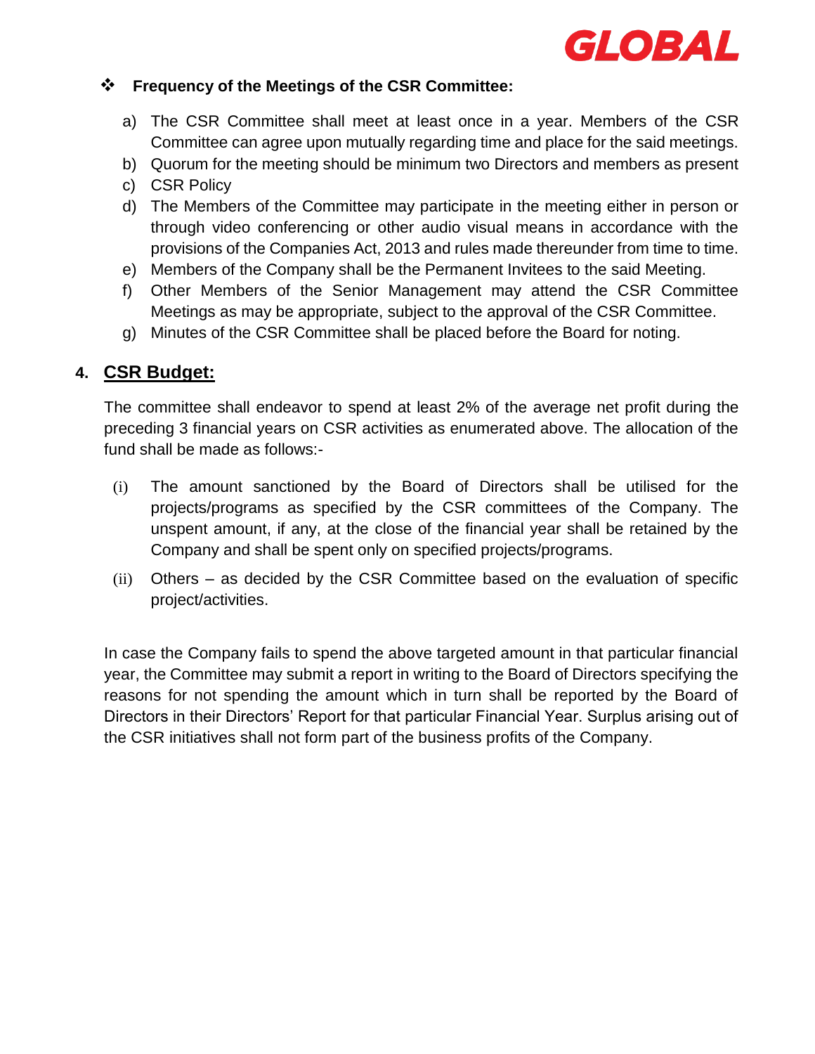- **Frequency of the Meetings of the CSR Committee:**

  a) The CSR Committee shall meet at least once in a year. Members of the CSR Committee can agree upon mutually regarding time and place for the said meetings.
  b) Quorum for the meeting should be minimum two Directors and members as present
  c) CSR Policy
  d) The Members of the Committee may participate in the meeting either in person or through video conferencing or other audio visual means in accordance with the provisions of the Companies Act, 2013 and rules made thereunder from time to time.
  e) Members of the Company shall be the Permanent Invitees to the said Meeting.
  f) Other Members of the Senior Management may attend the CSR Committee Meetings as may be appropriate, subject to the approval of the CSR Committee.
  g) Minutes of the CSR Committee shall be placed before the Board for noting.

## 4. CSR Budget:

The committee shall endeavor to spend at least 2% of the average net profit during the preceding 3 financial years on CSR activities as enumerated above. The allocation of the fund shall be made as follows:-

(i) The amount sanctioned by the Board of Directors shall be utilised for the projects/programs as specified by the CSR committees of the Company. The unspent amount, if any, at the close of the financial year shall be retained by the Company and shall be spent only on specified projects/programs.

(ii) Others – as decided by the CSR Committee based on the evaluation of specific project/activities.

In case the Company fails to spend the above targeted amount in that particular financial year, the Committee may submit a report in writing to the Board of Directors specifying the reasons for not spending the amount which in turn shall be reported by the Board of Directors in their Directors' Report for that particular Financial Year. Surplus arising out of the CSR initiatives shall not form part of the business profits of the Company.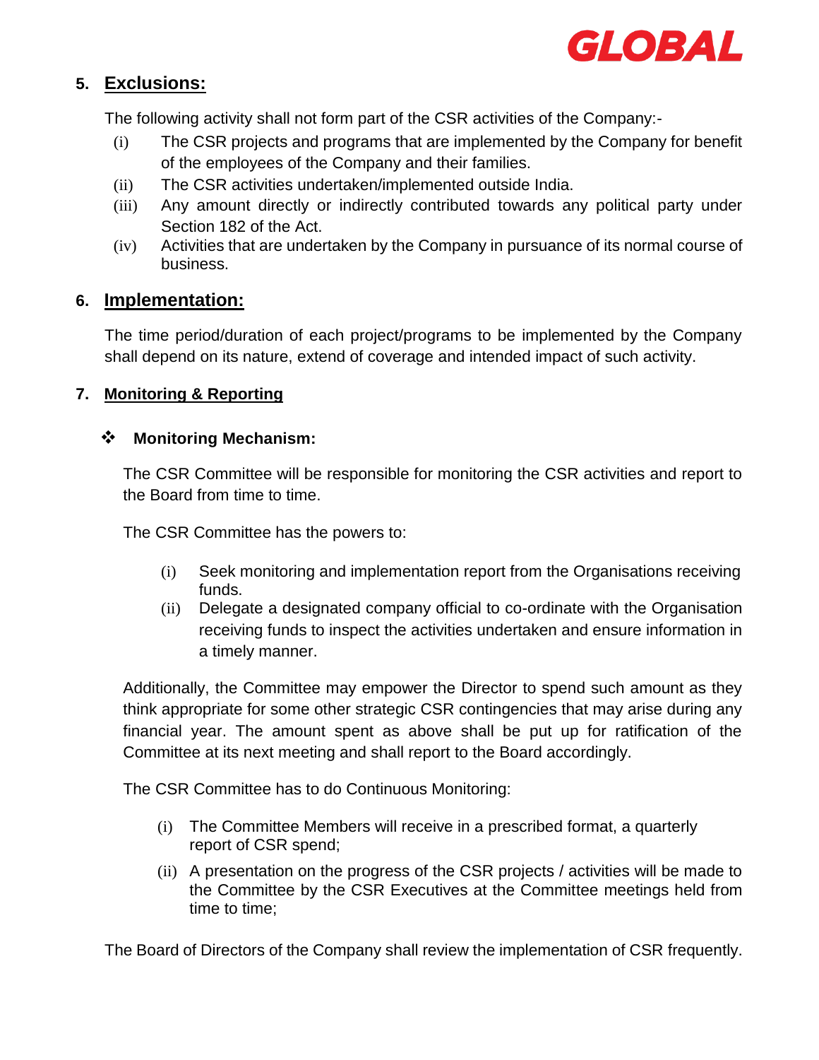## 5. Exclusions:

The following activity shall not form part of the CSR activities of the Company:-

(i) The CSR projects and programs that are implemented by the Company for benefit of the employees of the Company and their families.

(ii) The CSR activities undertaken/implemented outside India.

(iii) Any amount directly or indirectly contributed towards any political party under Section 182 of the Act.

(iv) Activities that are undertaken by the Company in pursuance of its normal course of business.

## 6. Implementation:

The time period/duration of each project/programs to be implemented by the Company shall depend on its nature, extend of coverage and intended impact of such activity.

## 7. Monitoring & Reporting

### ❖ Monitoring Mechanism:

The CSR Committee will be responsible for monitoring the CSR activities and report to the Board from time to time.

The CSR Committee has the powers to:

(i) Seek monitoring and implementation report from the Organisations receiving funds.

(ii) Delegate a designated company official to co-ordinate with the Organisation receiving funds to inspect the activities undertaken and ensure information in a timely manner.

Additionally, the Committee may empower the Director to spend such amount as they think appropriate for some other strategic CSR contingencies that may arise during any financial year. The amount spent as above shall be put up for ratification of the Committee at its next meeting and shall report to the Board accordingly.

The CSR Committee has to do Continuous Monitoring:

(i) The Committee Members will receive in a prescribed format, a quarterly report of CSR spend;

(ii) A presentation on the progress of the CSR projects / activities will be made to the Committee by the CSR Executives at the Committee meetings held from time to time;

The Board of Directors of the Company shall review the implementation of CSR frequently.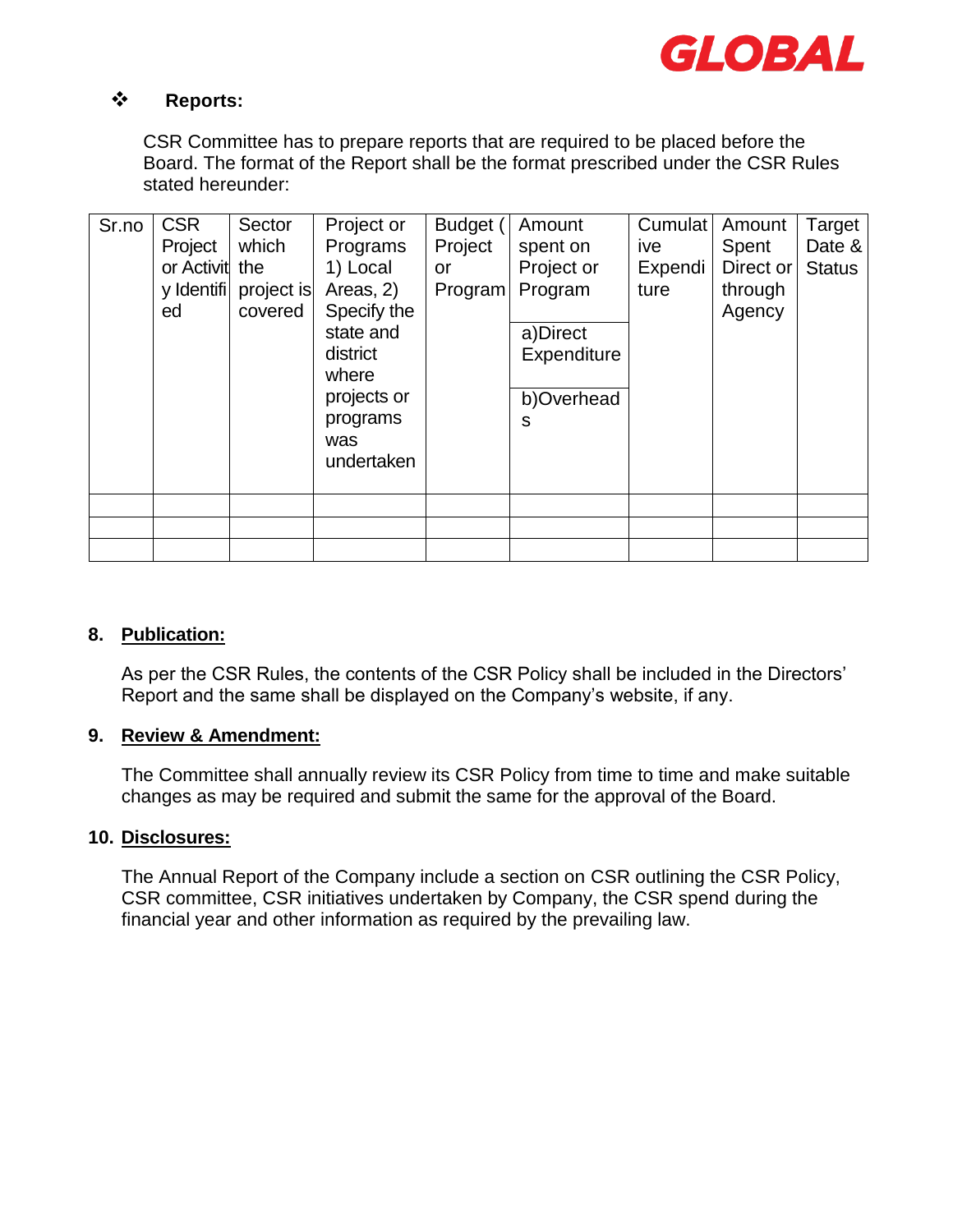❖ **Reports:**

CSR Committee has to prepare reports that are required to be placed before the Board. The format of the Report shall be the format prescribed under the CSR Rules stated hereunder:

| Sr.no | CSR Project or Activity Identified | Sector which the project is covered | Project or Programs 1) Local Areas, 2) Specify the state and district where projects or programs was undertaken | Budget ( Project or Program | Amount spent on Project or Program | Cumulative Expenditure | Amount Spent Direct or through Agency | Target Date & Status |
|---|---|---|---|---|---|---|---|---|
| | | | | | a)Direct Expenditure | | | |
| | | | | | b)Overheads | | | |
| | | | | | | | | |
| | | | | | | | | |
| | | | | | | | | |

**8. <u>Publication:</u>**

As per the CSR Rules, the contents of the CSR Policy shall be included in the Directors' Report and the same shall be displayed on the Company's website, if any.

**9. <u>Review & Amendment:</u>**

The Committee shall annually review its CSR Policy from time to time and make suitable changes as may be required and submit the same for the approval of the Board.

**10. <u>Disclosures:</u>**

The Annual Report of the Company include a section on CSR outlining the CSR Policy, CSR committee, CSR initiatives undertaken by Company, the CSR spend during the financial year and other information as required by the prevailing law.